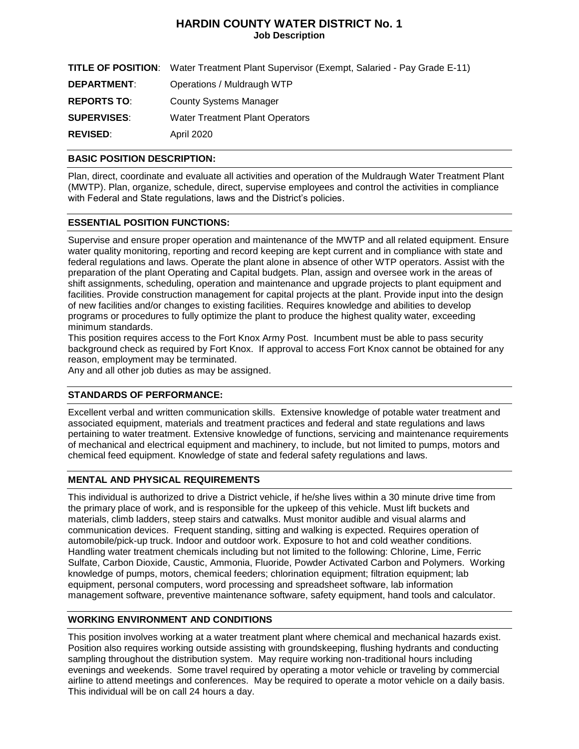# HARDIN COUNTY WATER DISTRICT No. 1

**Job Description**

**TITLE OF POSITION**: Water Treatment Plant Supervisor (Exempt, Salaried - Pay Grade E-11)

**DEPARTMENT**: Operations / Muldraugh WTP

**REPORTS TO**: County Systems Manager

**SUPERVISES**: Water Treatment Plant Operators

**REVISED**: April 2020

## BASIC POSITION DESCRIPTION:

Plan, direct, coordinate and evaluate all activities and operation of the Muldraugh Water Treatment Plant (MWTP). Plan, organize, schedule, direct, supervise employees and control the activities in compliance with Federal and State regulations, laws and the District's policies.

## ESSENTIAL POSITION FUNCTIONS:

Supervise and ensure proper operation and maintenance of the MWTP and all related equipment. Ensure water quality monitoring, reporting and record keeping are kept current and in compliance with state and federal regulations and laws. Operate the plant alone in absence of other WTP operators. Assist with the preparation of the plant Operating and Capital budgets. Plan, assign and oversee work in the areas of shift assignments, scheduling, operation and maintenance and upgrade projects to plant equipment and facilities. Provide construction management for capital projects at the plant. Provide input into the design of new facilities and/or changes to existing facilities. Requires knowledge and abilities to develop programs or procedures to fully optimize the plant to produce the highest quality water, exceeding minimum standards.

This position requires access to the Fort Knox Army Post. Incumbent must be able to pass security background check as required by Fort Knox. If approval to access Fort Knox cannot be obtained for any reason, employment may be terminated.

Any and all other job duties as may be assigned.

## STANDARDS OF PERFORMANCE:

Excellent verbal and written communication skills. Extensive knowledge of potable water treatment and associated equipment, materials and treatment practices and federal and state regulations and laws pertaining to water treatment. Extensive knowledge of functions, servicing and maintenance requirements of mechanical and electrical equipment and machinery, to include, but not limited to pumps, motors and chemical feed equipment. Knowledge of state and federal safety regulations and laws.

## MENTAL AND PHYSICAL REQUIREMENTS

This individual is authorized to drive a District vehicle, if he/she lives within a 30 minute drive time from the primary place of work, and is responsible for the upkeep of this vehicle. Must lift buckets and materials, climb ladders, steep stairs and catwalks. Must monitor audible and visual alarms and communication devices. Frequent standing, sitting and walking is expected. Requires operation of automobile/pick-up truck. Indoor and outdoor work. Exposure to hot and cold weather conditions. Handling water treatment chemicals including but not limited to the following: Chlorine, Lime, Ferric Sulfate, Carbon Dioxide, Caustic, Ammonia, Fluoride, Powder Activated Carbon and Polymers. Working knowledge of pumps, motors, chemical feeders; chlorination equipment; filtration equipment; lab equipment, personal computers, word processing and spreadsheet software, lab information management software, preventive maintenance software, safety equipment, hand tools and calculator.

## WORKING ENVIRONMENT AND CONDITIONS

This position involves working at a water treatment plant where chemical and mechanical hazards exist. Position also requires working outside assisting with groundskeeping, flushing hydrants and conducting sampling throughout the distribution system. May require working non-traditional hours including evenings and weekends. Some travel required by operating a motor vehicle or traveling by commercial airline to attend meetings and conferences. May be required to operate a motor vehicle on a daily basis. This individual will be on call 24 hours a day.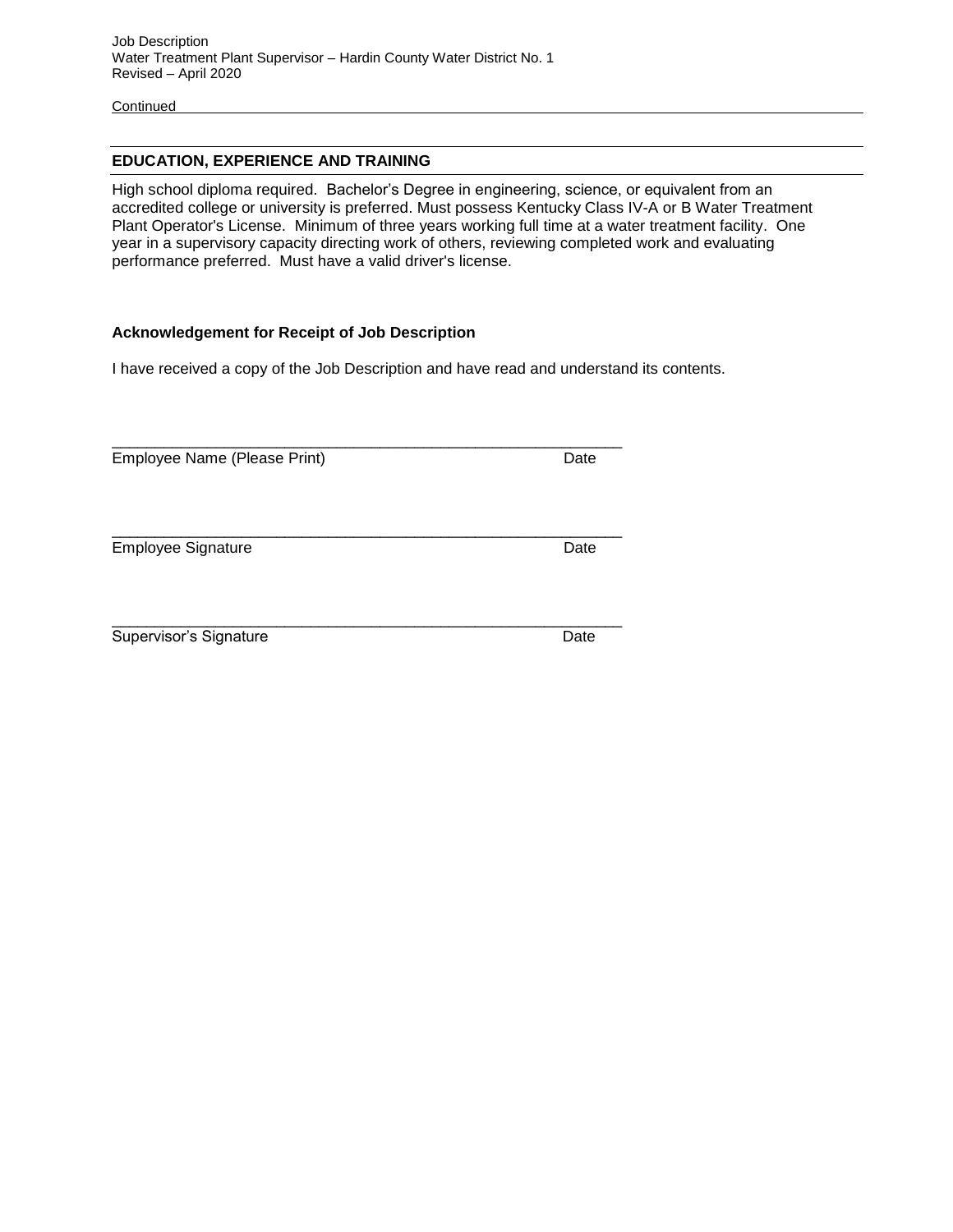Continued

## EDUCATION, EXPERIENCE AND TRAINING

High school diploma required. Bachelor's Degree in engineering, science, or equivalent from an accredited college or university is preferred. Must possess Kentucky Class IV-A or B Water Treatment Plant Operator's License. Minimum of three years working full time at a water treatment facility. One year in a supervisory capacity directing work of others, reviewing completed work and evaluating performance preferred. Must have a valid driver's license.

**Acknowledgement for Receipt of Job Description**

I have received a copy of the Job Description and have read and understand its contents.

_______________________________________________________________

Employee Name (Please Print) Date

_______________________________________________________________

Employee Signature Date

_______________________________________________________________

Supervisor's Signature Date